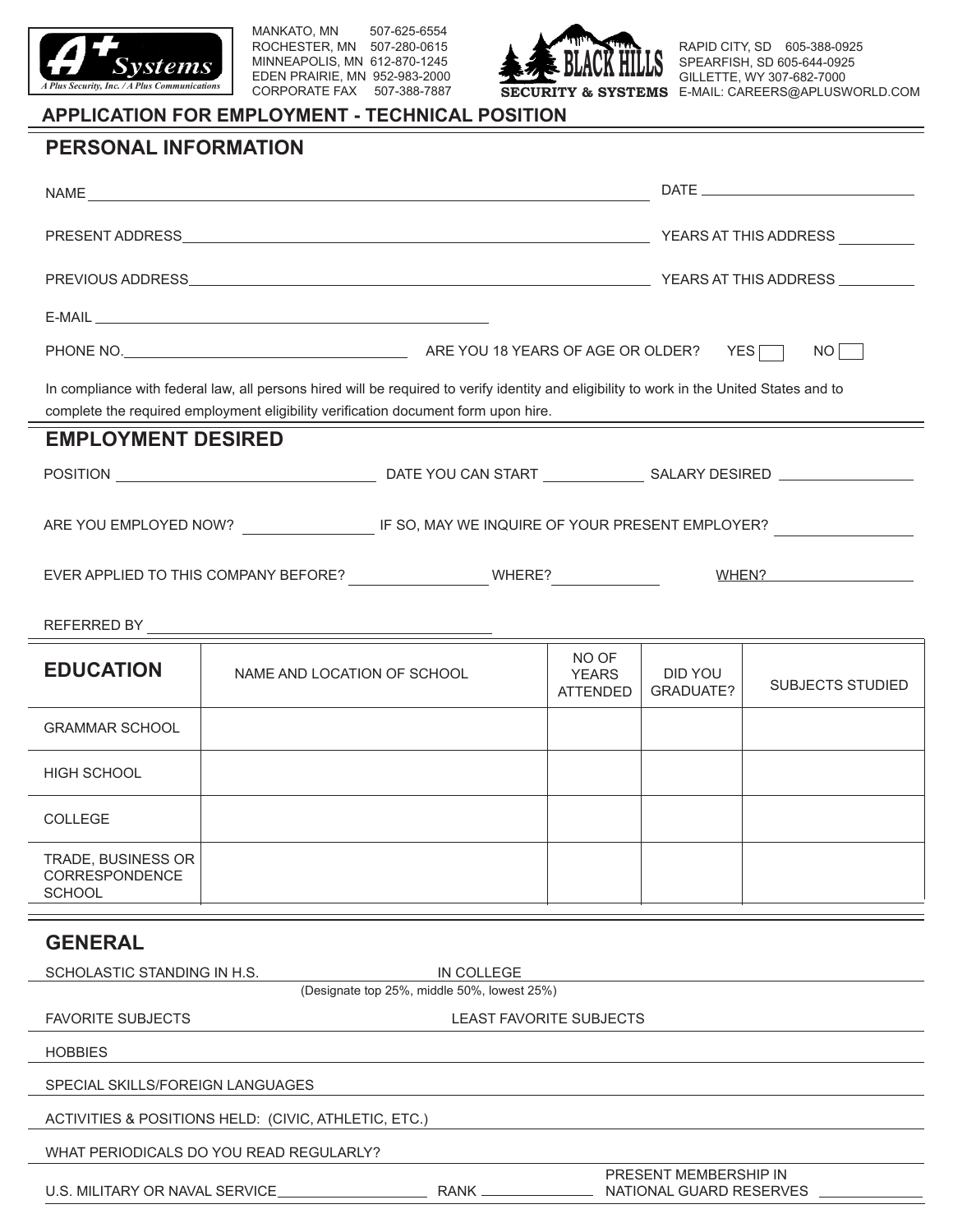**A+ Systems**
*A Plus Security, Inc. / A Plus Communications*

MANKATO, MN 507-625-6554
ROCHESTER, MN 507-280-0615
MINNEAPOLIS, MN 612-870-1245
EDEN PRAIRIE, MN 952-983-2000
CORPORATE FAX 507-388-7887

**BLACK HILLS SECURITY & SYSTEMS**

RAPID CITY, SD 605-388-0925
SPEARFISH, SD 605-644-0925
GILLETTE, WY 307-682-7000
E-MAIL: CAREERS@APLUSWORLD.COM

# APPLICATION FOR EMPLOYMENT - TECHNICAL POSITION

## PERSONAL INFORMATION

NAME ______________________________ DATE ______________

PRESENT ADDRESS ______________________________ YEARS AT THIS ADDRESS ________

PREVIOUS ADDRESS ______________________________ YEARS AT THIS ADDRESS ________

E-MAIL ______________________________

PHONE NO. ______________________ ARE YOU 18 YEARS OF AGE OR OLDER? YES ☐ NO ☐

In compliance with federal law, all persons hired will be required to verify identity and eligibility to work in the United States and to complete the required employment eligibility verification document form upon hire.

## EMPLOYMENT DESIRED

POSITION ______________________ DATE YOU CAN START ____________ SALARY DESIRED ______________

ARE YOU EMPLOYED NOW? ______________ IF SO, MAY WE INQUIRE OF YOUR PRESENT EMPLOYER? ______________

EVER APPLIED TO THIS COMPANY BEFORE? ______________ WHERE? ____________ WHEN? ______________

REFERRED BY ______________________________

| EDUCATION | NAME AND LOCATION OF SCHOOL | NO OF YEARS ATTENDED | DID YOU GRADUATE? | SUBJECTS STUDIED |
|---|---|---|---|---|
| GRAMMAR SCHOOL | | | | |
| HIGH SCHOOL | | | | |
| COLLEGE | | | | |
| TRADE, BUSINESS OR CORRESPONDENCE SCHOOL | | | | |

## GENERAL

SCHOLASTIC STANDING IN H.S. ______________ IN COLLEGE ______________
(Designate top 25%, middle 50%, lowest 25%)

FAVORITE SUBJECTS ______________ LEAST FAVORITE SUBJECTS ______________

HOBBIES ______________________________

SPECIAL SKILLS/FOREIGN LANGUAGES ______________________________

ACTIVITIES & POSITIONS HELD: (CIVIC, ATHLETIC, ETC.) ______________________________

WHAT PERIODICALS DO YOU READ REGULARLY? ______________________________

U.S. MILITARY OR NAVAL SERVICE ______________ RANK ______________ PRESENT MEMBERSHIP IN NATIONAL GUARD RESERVES ______________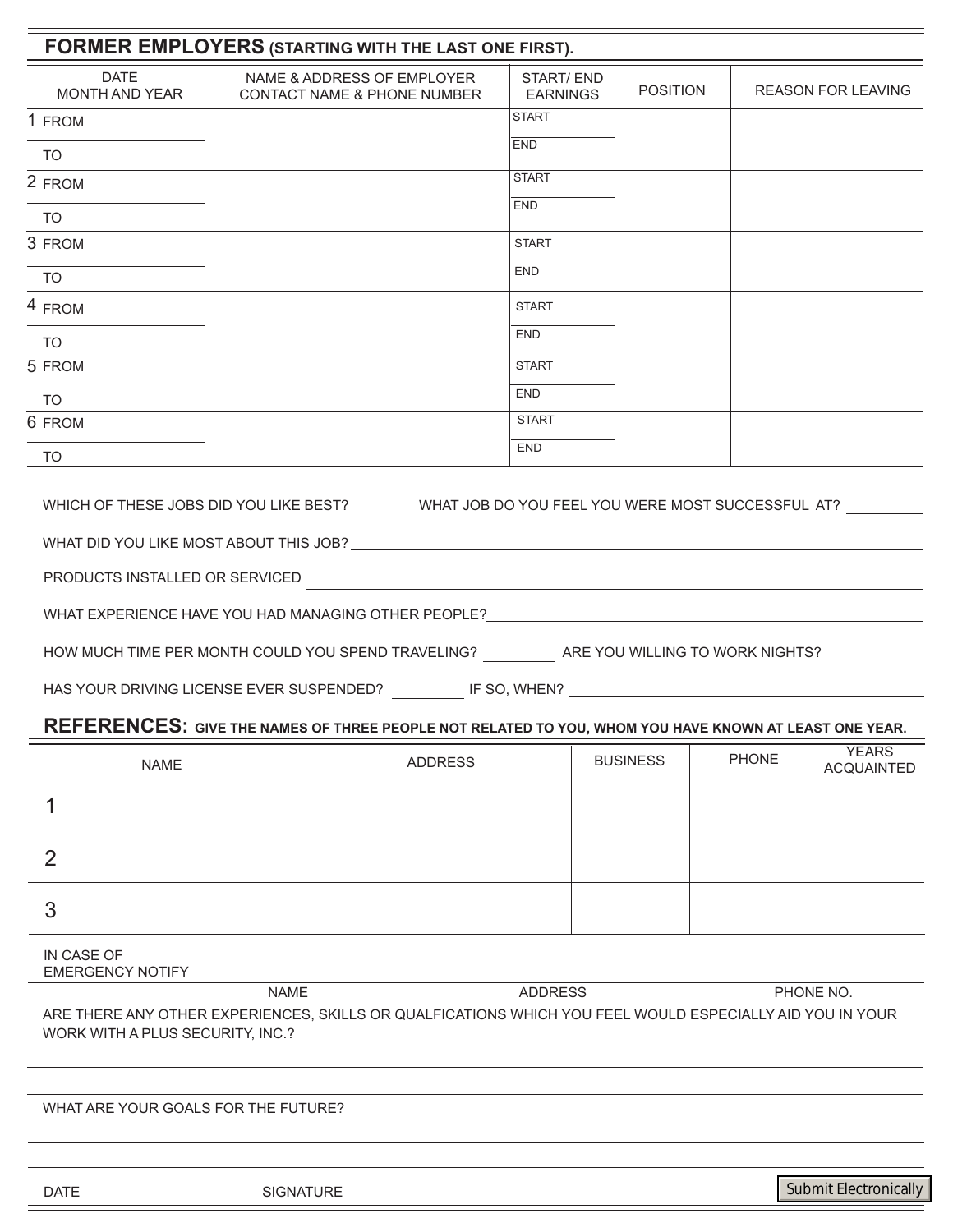## FORMER EMPLOYERS (STARTING WITH THE LAST ONE FIRST).

| DATE MONTH AND YEAR | NAME & ADDRESS OF EMPLOYER CONTACT NAME & PHONE NUMBER | START/ END EARNINGS | POSITION | REASON FOR LEAVING |
|---|---|---|---|---|
| 1 FROM | | START | | |
| TO | | END | | |
| 2 FROM | | START | | |
| TO | | END | | |
| 3 FROM | | START | | |
| TO | | END | | |
| 4 FROM | | START | | |
| TO | | END | | |
| 5 FROM | | START | | |
| TO | | END | | |
| 6 FROM | | START | | |
| TO | | END | | |

WHICH OF THESE JOBS DID YOU LIKE BEST? ________ WHAT JOB DO YOU FEEL YOU WERE MOST SUCCESSFUL AT? ________

WHAT DID YOU LIKE MOST ABOUT THIS JOB? ________

PRODUCTS INSTALLED OR SERVICED ________

WHAT EXPERIENCE HAVE YOU HAD MANAGING OTHER PEOPLE? ________

HOW MUCH TIME PER MONTH COULD YOU SPEND TRAVELING? ________ ARE YOU WILLING TO WORK NIGHTS? ________

HAS YOUR DRIVING LICENSE EVER SUSPENDED? ________ IF SO, WHEN? ________

## REFERENCES: GIVE THE NAMES OF THREE PEOPLE NOT RELATED TO YOU, WHOM YOU HAVE KNOWN AT LEAST ONE YEAR.

| NAME | ADDRESS | BUSINESS | PHONE | YEARS ACQUAINTED |
|---|---|---|---|---|
| 1 | | | | |
| 2 | | | | |
| 3 | | | | |

IN CASE OF EMERGENCY NOTIFY

NAME ADDRESS PHONE NO.

ARE THERE ANY OTHER EXPERIENCES, SKILLS OR QUALFICATIONS WHICH YOU FEEL WOULD ESPECIALLY AID YOU IN YOUR WORK WITH A PLUS SECURITY, INC.?

________

________

WHAT ARE YOUR GOALS FOR THE FUTURE?

________

________

DATE SIGNATURE

Submit Electronically